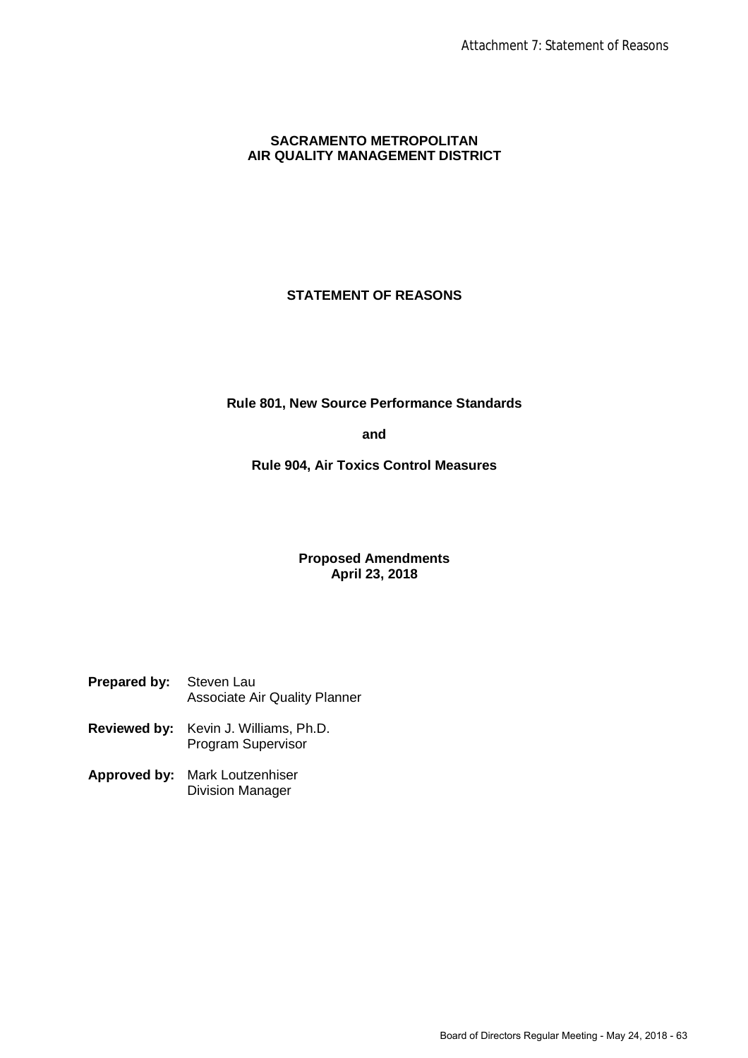# SACRAMENTO METROPOLITAN AIR QUALITY MANAGEMENT DISTRICT

## STATEMENT OF REASONS

**Rule 801, New Source Performance Standards**

**and**

**Rule 904, Air Toxics Control Measures**

**Proposed Amendments**
**April 23, 2018**

**Prepared by:** Steven Lau
Associate Air Quality Planner

**Reviewed by:** Kevin J. Williams, Ph.D.
Program Supervisor

**Approved by:** Mark Loutzenhiser
Division Manager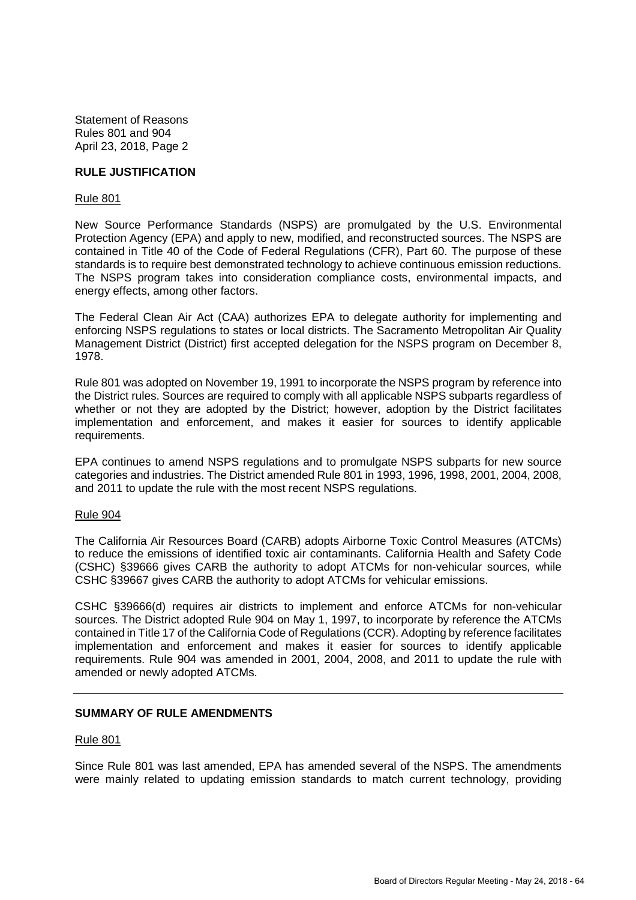## RULE JUSTIFICATION

### Rule 801

New Source Performance Standards (NSPS) are promulgated by the U.S. Environmental Protection Agency (EPA) and apply to new, modified, and reconstructed sources. The NSPS are contained in Title 40 of the Code of Federal Regulations (CFR), Part 60. The purpose of these standards is to require best demonstrated technology to achieve continuous emission reductions. The NSPS program takes into consideration compliance costs, environmental impacts, and energy effects, among other factors.

The Federal Clean Air Act (CAA) authorizes EPA to delegate authority for implementing and enforcing NSPS regulations to states or local districts. The Sacramento Metropolitan Air Quality Management District (District) first accepted delegation for the NSPS program on December 8, 1978.

Rule 801 was adopted on November 19, 1991 to incorporate the NSPS program by reference into the District rules. Sources are required to comply with all applicable NSPS subparts regardless of whether or not they are adopted by the District; however, adoption by the District facilitates implementation and enforcement, and makes it easier for sources to identify applicable requirements.

EPA continues to amend NSPS regulations and to promulgate NSPS subparts for new source categories and industries. The District amended Rule 801 in 1993, 1996, 1998, 2001, 2004, 2008, and 2011 to update the rule with the most recent NSPS regulations.

### Rule 904

The California Air Resources Board (CARB) adopts Airborne Toxic Control Measures (ATCMs) to reduce the emissions of identified toxic air contaminants. California Health and Safety Code (CSHC) §39666 gives CARB the authority to adopt ATCMs for non-vehicular sources, while CSHC §39667 gives CARB the authority to adopt ATCMs for vehicular emissions.

CSHC §39666(d) requires air districts to implement and enforce ATCMs for non-vehicular sources. The District adopted Rule 904 on May 1, 1997, to incorporate by reference the ATCMs contained in Title 17 of the California Code of Regulations (CCR). Adopting by reference facilitates implementation and enforcement and makes it easier for sources to identify applicable requirements. Rule 904 was amended in 2001, 2004, 2008, and 2011 to update the rule with amended or newly adopted ATCMs.

---

## SUMMARY OF RULE AMENDMENTS

### Rule 801

Since Rule 801 was last amended, EPA has amended several of the NSPS. The amendments were mainly related to updating emission standards to match current technology, providing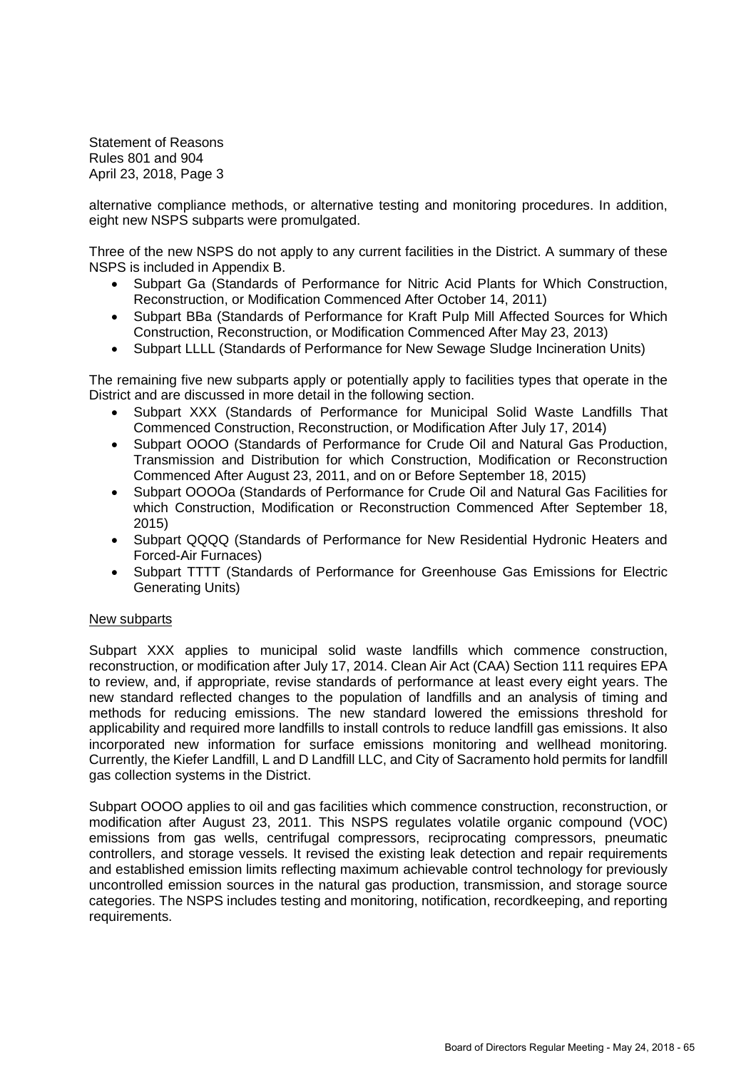alternative compliance methods, or alternative testing and monitoring procedures. In addition, eight new NSPS subparts were promulgated.

Three of the new NSPS do not apply to any current facilities in the District. A summary of these NSPS is included in Appendix B.

- Subpart Ga (Standards of Performance for Nitric Acid Plants for Which Construction, Reconstruction, or Modification Commenced After October 14, 2011)
- Subpart BBa (Standards of Performance for Kraft Pulp Mill Affected Sources for Which Construction, Reconstruction, or Modification Commenced After May 23, 2013)
- Subpart LLLL (Standards of Performance for New Sewage Sludge Incineration Units)

The remaining five new subparts apply or potentially apply to facilities types that operate in the District and are discussed in more detail in the following section.

- Subpart XXX (Standards of Performance for Municipal Solid Waste Landfills That Commenced Construction, Reconstruction, or Modification After July 17, 2014)
- Subpart OOOO (Standards of Performance for Crude Oil and Natural Gas Production, Transmission and Distribution for which Construction, Modification or Reconstruction Commenced After August 23, 2011, and on or Before September 18, 2015)
- Subpart OOOOa (Standards of Performance for Crude Oil and Natural Gas Facilities for which Construction, Modification or Reconstruction Commenced After September 18, 2015)
- Subpart QQQQ (Standards of Performance for New Residential Hydronic Heaters and Forced-Air Furnaces)
- Subpart TTTT (Standards of Performance for Greenhouse Gas Emissions for Electric Generating Units)

New subparts

Subpart XXX applies to municipal solid waste landfills which commence construction, reconstruction, or modification after July 17, 2014. Clean Air Act (CAA) Section 111 requires EPA to review, and, if appropriate, revise standards of performance at least every eight years. The new standard reflected changes to the population of landfills and an analysis of timing and methods for reducing emissions. The new standard lowered the emissions threshold for applicability and required more landfills to install controls to reduce landfill gas emissions. It also incorporated new information for surface emissions monitoring and wellhead monitoring. Currently, the Kiefer Landfill, L and D Landfill LLC, and City of Sacramento hold permits for landfill gas collection systems in the District.

Subpart OOOO applies to oil and gas facilities which commence construction, reconstruction, or modification after August 23, 2011. This NSPS regulates volatile organic compound (VOC) emissions from gas wells, centrifugal compressors, reciprocating compressors, pneumatic controllers, and storage vessels. It revised the existing leak detection and repair requirements and established emission limits reflecting maximum achievable control technology for previously uncontrolled emission sources in the natural gas production, transmission, and storage source categories. The NSPS includes testing and monitoring, notification, recordkeeping, and reporting requirements.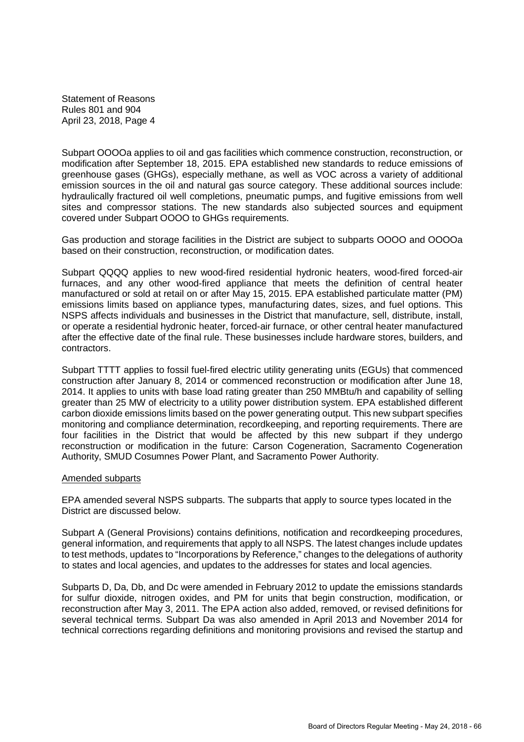Subpart OOOOa applies to oil and gas facilities which commence construction, reconstruction, or modification after September 18, 2015. EPA established new standards to reduce emissions of greenhouse gases (GHGs), especially methane, as well as VOC across a variety of additional emission sources in the oil and natural gas source category. These additional sources include: hydraulically fractured oil well completions, pneumatic pumps, and fugitive emissions from well sites and compressor stations. The new standards also subjected sources and equipment covered under Subpart OOOO to GHGs requirements.

Gas production and storage facilities in the District are subject to subparts OOOO and OOOOa based on their construction, reconstruction, or modification dates.

Subpart QQQQ applies to new wood-fired residential hydronic heaters, wood-fired forced-air furnaces, and any other wood-fired appliance that meets the definition of central heater manufactured or sold at retail on or after May 15, 2015. EPA established particulate matter (PM) emissions limits based on appliance types, manufacturing dates, sizes, and fuel options. This NSPS affects individuals and businesses in the District that manufacture, sell, distribute, install, or operate a residential hydronic heater, forced-air furnace, or other central heater manufactured after the effective date of the final rule. These businesses include hardware stores, builders, and contractors.

Subpart TTTT applies to fossil fuel-fired electric utility generating units (EGUs) that commenced construction after January 8, 2014 or commenced reconstruction or modification after June 18, 2014. It applies to units with base load rating greater than 250 MMBtu/h and capability of selling greater than 25 MW of electricity to a utility power distribution system. EPA established different carbon dioxide emissions limits based on the power generating output. This new subpart specifies monitoring and compliance determination, recordkeeping, and reporting requirements. There are four facilities in the District that would be affected by this new subpart if they undergo reconstruction or modification in the future: Carson Cogeneration, Sacramento Cogeneration Authority, SMUD Cosumnes Power Plant, and Sacramento Power Authority.

Amended subparts

EPA amended several NSPS subparts. The subparts that apply to source types located in the District are discussed below.

Subpart A (General Provisions) contains definitions, notification and recordkeeping procedures, general information, and requirements that apply to all NSPS. The latest changes include updates to test methods, updates to "Incorporations by Reference," changes to the delegations of authority to states and local agencies, and updates to the addresses for states and local agencies.

Subparts D, Da, Db, and Dc were amended in February 2012 to update the emissions standards for sulfur dioxide, nitrogen oxides, and PM for units that begin construction, modification, or reconstruction after May 3, 2011. The EPA action also added, removed, or revised definitions for several technical terms. Subpart Da was also amended in April 2013 and November 2014 for technical corrections regarding definitions and monitoring provisions and revised the startup and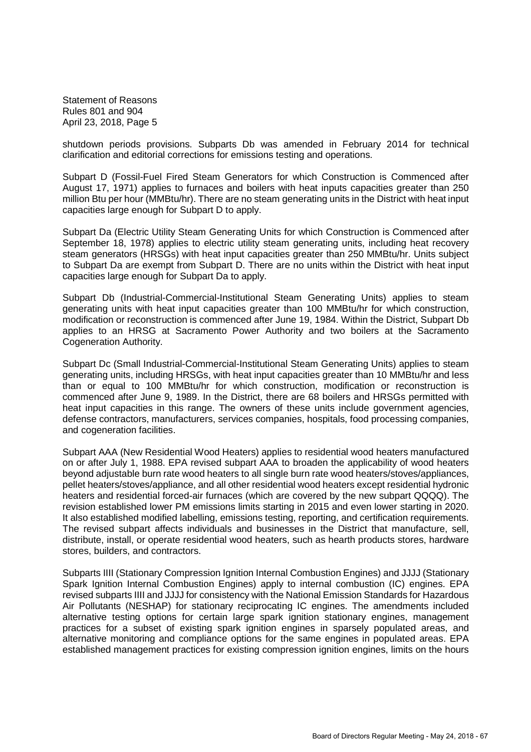shutdown periods provisions. Subparts Db was amended in February 2014 for technical clarification and editorial corrections for emissions testing and operations.

Subpart D (Fossil-Fuel Fired Steam Generators for which Construction is Commenced after August 17, 1971) applies to furnaces and boilers with heat inputs capacities greater than 250 million Btu per hour (MMBtu/hr). There are no steam generating units in the District with heat input capacities large enough for Subpart D to apply.

Subpart Da (Electric Utility Steam Generating Units for which Construction is Commenced after September 18, 1978) applies to electric utility steam generating units, including heat recovery steam generators (HRSGs) with heat input capacities greater than 250 MMBtu/hr. Units subject to Subpart Da are exempt from Subpart D. There are no units within the District with heat input capacities large enough for Subpart Da to apply.

Subpart Db (Industrial-Commercial-Institutional Steam Generating Units) applies to steam generating units with heat input capacities greater than 100 MMBtu/hr for which construction, modification or reconstruction is commenced after June 19, 1984. Within the District, Subpart Db applies to an HRSG at Sacramento Power Authority and two boilers at the Sacramento Cogeneration Authority.

Subpart Dc (Small Industrial-Commercial-Institutional Steam Generating Units) applies to steam generating units, including HRSGs, with heat input capacities greater than 10 MMBtu/hr and less than or equal to 100 MMBtu/hr for which construction, modification or reconstruction is commenced after June 9, 1989. In the District, there are 68 boilers and HRSGs permitted with heat input capacities in this range. The owners of these units include government agencies, defense contractors, manufacturers, services companies, hospitals, food processing companies, and cogeneration facilities.

Subpart AAA (New Residential Wood Heaters) applies to residential wood heaters manufactured on or after July 1, 1988. EPA revised subpart AAA to broaden the applicability of wood heaters beyond adjustable burn rate wood heaters to all single burn rate wood heaters/stoves/appliances, pellet heaters/stoves/appliance, and all other residential wood heaters except residential hydronic heaters and residential forced-air furnaces (which are covered by the new subpart QQQQ). The revision established lower PM emissions limits starting in 2015 and even lower starting in 2020. It also established modified labelling, emissions testing, reporting, and certification requirements. The revised subpart affects individuals and businesses in the District that manufacture, sell, distribute, install, or operate residential wood heaters, such as hearth products stores, hardware stores, builders, and contractors.

Subparts IIII (Stationary Compression Ignition Internal Combustion Engines) and JJJJ (Stationary Spark Ignition Internal Combustion Engines) apply to internal combustion (IC) engines. EPA revised subparts IIII and JJJJ for consistency with the National Emission Standards for Hazardous Air Pollutants (NESHAP) for stationary reciprocating IC engines. The amendments included alternative testing options for certain large spark ignition stationary engines, management practices for a subset of existing spark ignition engines in sparsely populated areas, and alternative monitoring and compliance options for the same engines in populated areas. EPA established management practices for existing compression ignition engines, limits on the hours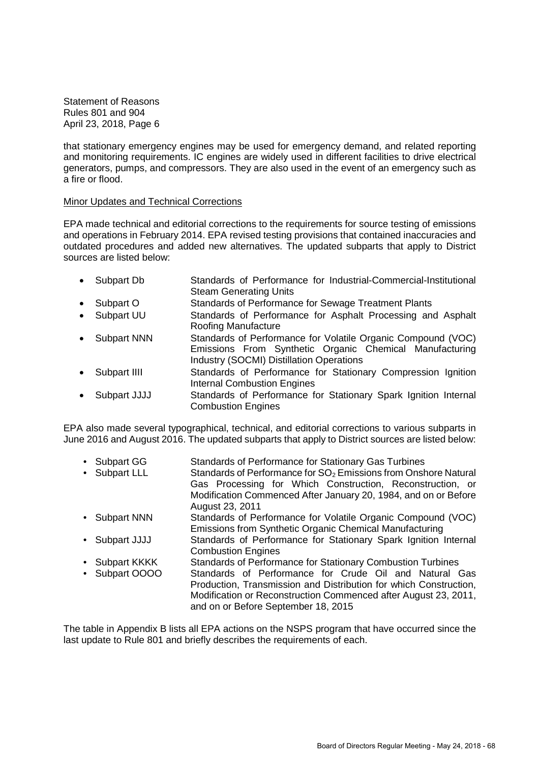that stationary emergency engines may be used for emergency demand, and related reporting and monitoring requirements. IC engines are widely used in different facilities to drive electrical generators, pumps, and compressors. They are also used in the event of an emergency such as a fire or flood.

Minor Updates and Technical Corrections

EPA made technical and editorial corrections to the requirements for source testing of emissions and operations in February 2014. EPA revised testing provisions that contained inaccuracies and outdated procedures and added new alternatives. The updated subparts that apply to District sources are listed below:

- Subpart Db — Standards of Performance for Industrial-Commercial-Institutional Steam Generating Units
- Subpart O — Standards of Performance for Sewage Treatment Plants
- Subpart UU — Standards of Performance for Asphalt Processing and Asphalt Roofing Manufacture
- Subpart NNN — Standards of Performance for Volatile Organic Compound (VOC) Emissions From Synthetic Organic Chemical Manufacturing Industry (SOCMI) Distillation Operations
- Subpart IIII — Standards of Performance for Stationary Compression Ignition Internal Combustion Engines
- Subpart JJJJ — Standards of Performance for Stationary Spark Ignition Internal Combustion Engines

EPA also made several typographical, technical, and editorial corrections to various subparts in June 2016 and August 2016. The updated subparts that apply to District sources are listed below:

- Subpart GG — Standards of Performance for Stationary Gas Turbines
- Subpart LLL — Standards of Performance for $SO_2$ Emissions from Onshore Natural Gas Processing for Which Construction, Reconstruction, or Modification Commenced After January 20, 1984, and on or Before August 23, 2011
- Subpart NNN — Standards of Performance for Volatile Organic Compound (VOC) Emissions from Synthetic Organic Chemical Manufacturing
- Subpart JJJJ — Standards of Performance for Stationary Spark Ignition Internal Combustion Engines
- Subpart KKKK — Standards of Performance for Stationary Combustion Turbines
- Subpart OOOO — Standards of Performance for Crude Oil and Natural Gas Production, Transmission and Distribution for which Construction, Modification or Reconstruction Commenced after August 23, 2011, and on or Before September 18, 2015

The table in Appendix B lists all EPA actions on the NSPS program that have occurred since the last update to Rule 801 and briefly describes the requirements of each.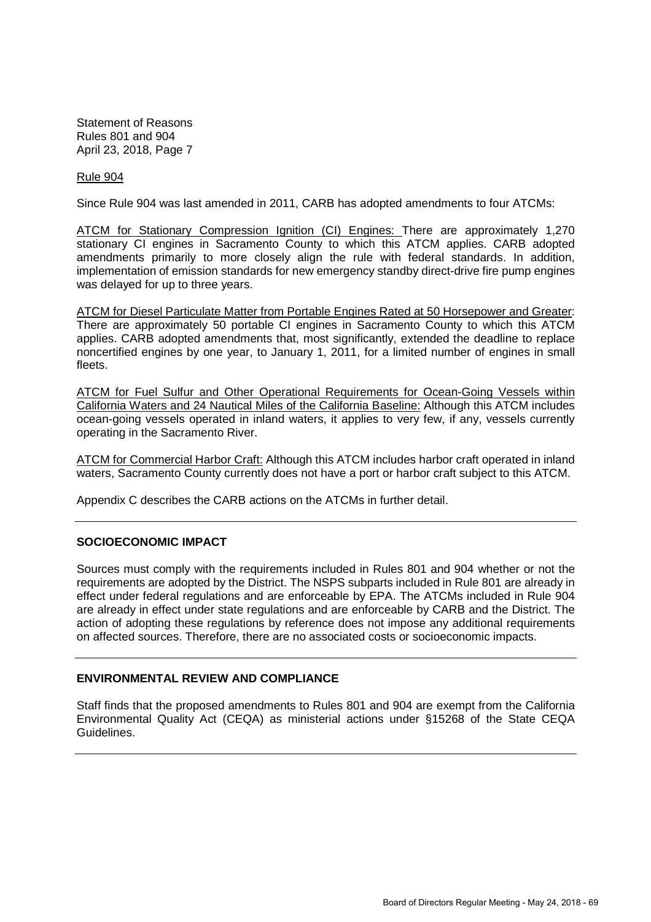Rule 904

Since Rule 904 was last amended in 2011, CARB has adopted amendments to four ATCMs:

ATCM for Stationary Compression Ignition (CI) Engines: There are approximately 1,270 stationary CI engines in Sacramento County to which this ATCM applies. CARB adopted amendments primarily to more closely align the rule with federal standards. In addition, implementation of emission standards for new emergency standby direct-drive fire pump engines was delayed for up to three years.

ATCM for Diesel Particulate Matter from Portable Engines Rated at 50 Horsepower and Greater: There are approximately 50 portable CI engines in Sacramento County to which this ATCM applies. CARB adopted amendments that, most significantly, extended the deadline to replace noncertified engines by one year, to January 1, 2011, for a limited number of engines in small fleets.

ATCM for Fuel Sulfur and Other Operational Requirements for Ocean-Going Vessels within California Waters and 24 Nautical Miles of the California Baseline: Although this ATCM includes ocean-going vessels operated in inland waters, it applies to very few, if any, vessels currently operating in the Sacramento River.

ATCM for Commercial Harbor Craft: Although this ATCM includes harbor craft operated in inland waters, Sacramento County currently does not have a port or harbor craft subject to this ATCM.

Appendix C describes the CARB actions on the ATCMs in further detail.

---

**SOCIOECONOMIC IMPACT**

Sources must comply with the requirements included in Rules 801 and 904 whether or not the requirements are adopted by the District. The NSPS subparts included in Rule 801 are already in effect under federal regulations and are enforceable by EPA. The ATCMs included in Rule 904 are already in effect under state regulations and are enforceable by CARB and the District. The action of adopting these regulations by reference does not impose any additional requirements on affected sources. Therefore, there are no associated costs or socioeconomic impacts.

---

**ENVIRONMENTAL REVIEW AND COMPLIANCE**

Staff finds that the proposed amendments to Rules 801 and 904 are exempt from the California Environmental Quality Act (CEQA) as ministerial actions under §15268 of the State CEQA Guidelines.

---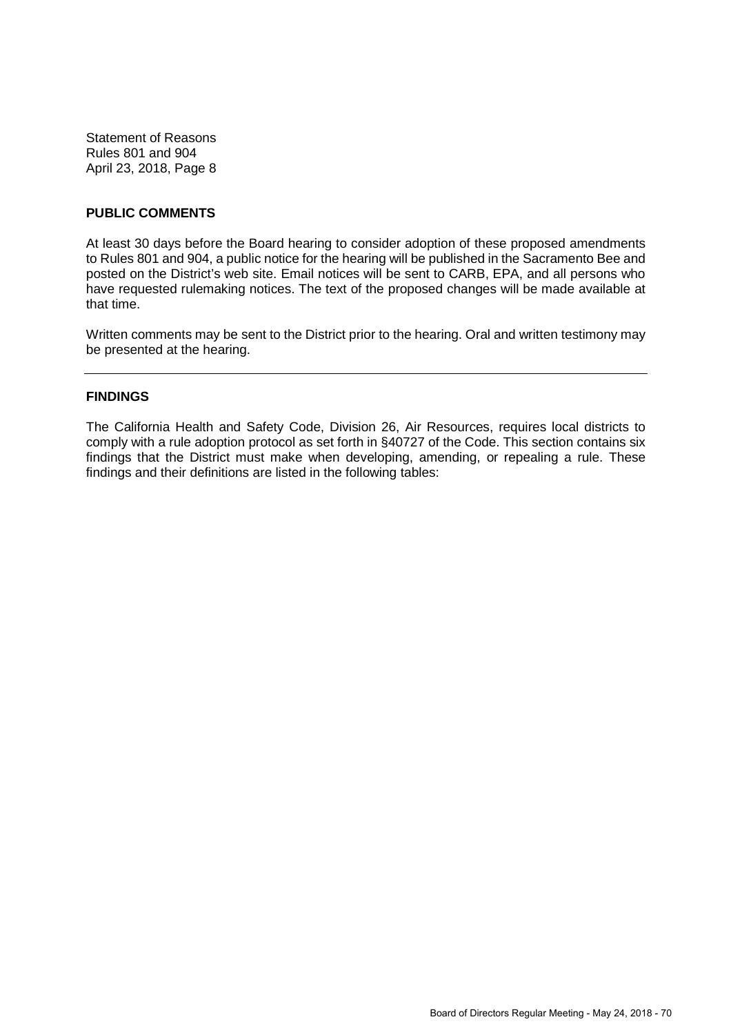## PUBLIC COMMENTS

At least 30 days before the Board hearing to consider adoption of these proposed amendments to Rules 801 and 904, a public notice for the hearing will be published in the Sacramento Bee and posted on the District's web site. Email notices will be sent to CARB, EPA, and all persons who have requested rulemaking notices. The text of the proposed changes will be made available at that time.

Written comments may be sent to the District prior to the hearing. Oral and written testimony may be presented at the hearing.

---

## FINDINGS

The California Health and Safety Code, Division 26, Air Resources, requires local districts to comply with a rule adoption protocol as set forth in §40727 of the Code. This section contains six findings that the District must make when developing, amending, or repealing a rule. These findings and their definitions are listed in the following tables: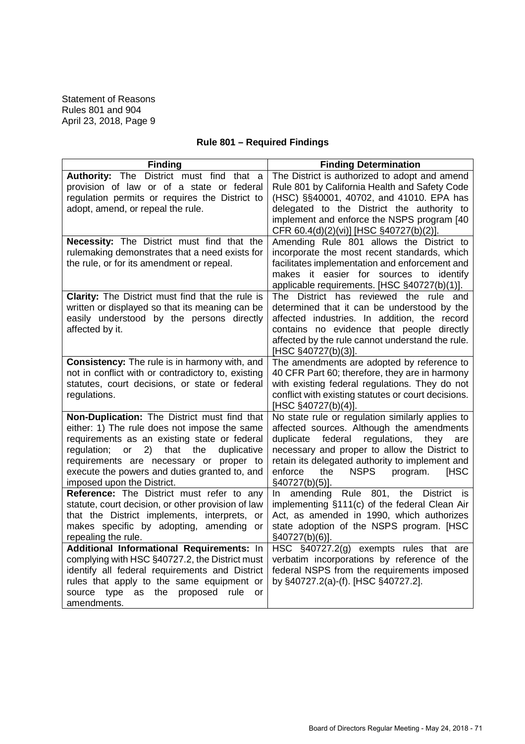## Rule 801 – Required Findings

| Finding | Finding Determination |
|---|---|
| **Authority:** The District must find that a provision of law or of a state or federal regulation permits or requires the District to adopt, amend, or repeal the rule. | The District is authorized to adopt and amend Rule 801 by California Health and Safety Code (HSC) §§40001, 40702, and 41010. EPA has delegated to the District the authority to implement and enforce the NSPS program [40 CFR 60.4(d)(2)(vi)] [HSC §40727(b)(2)]. |
| **Necessity:** The District must find that the rulemaking demonstrates that a need exists for the rule, or for its amendment or repeal. | Amending Rule 801 allows the District to incorporate the most recent standards, which facilitates implementation and enforcement and makes it easier for sources to identify applicable requirements. [HSC §40727(b)(1)]. |
| **Clarity:** The District must find that the rule is written or displayed so that its meaning can be easily understood by the persons directly affected by it. | The District has reviewed the rule and determined that it can be understood by the affected industries. In addition, the record contains no evidence that people directly affected by the rule cannot understand the rule. [HSC §40727(b)(3)]. |
| **Consistency:** The rule is in harmony with, and not in conflict with or contradictory to, existing statutes, court decisions, or state or federal regulations. | The amendments are adopted by reference to 40 CFR Part 60; therefore, they are in harmony with existing federal regulations. They do not conflict with existing statutes or court decisions. [HSC §40727(b)(4)]. |
| **Non-Duplication:** The District must find that either: 1) The rule does not impose the same requirements as an existing state or federal regulation; or 2) that the duplicative requirements are necessary or proper to execute the powers and duties granted to, and imposed upon the District. | No state rule or regulation similarly applies to affected sources. Although the amendments duplicate federal regulations, they are necessary and proper to allow the District to retain its delegated authority to implement and enforce the NSPS program. [HSC §40727(b)(5)]. |
| **Reference:** The District must refer to any statute, court decision, or other provision of law that the District implements, interprets, or makes specific by adopting, amending or repealing the rule. | In amending Rule 801, the District is implementing §111(c) of the federal Clean Air Act, as amended in 1990, which authorizes state adoption of the NSPS program. [HSC §40727(b)(6)]. |
| **Additional Informational Requirements:** In complying with HSC §40727.2, the District must identify all federal requirements and District rules that apply to the same equipment or source type as the proposed rule or amendments. | HSC §40727.2(g) exempts rules that are verbatim incorporations by reference of the federal NSPS from the requirements imposed by §40727.2(a)-(f). [HSC §40727.2]. |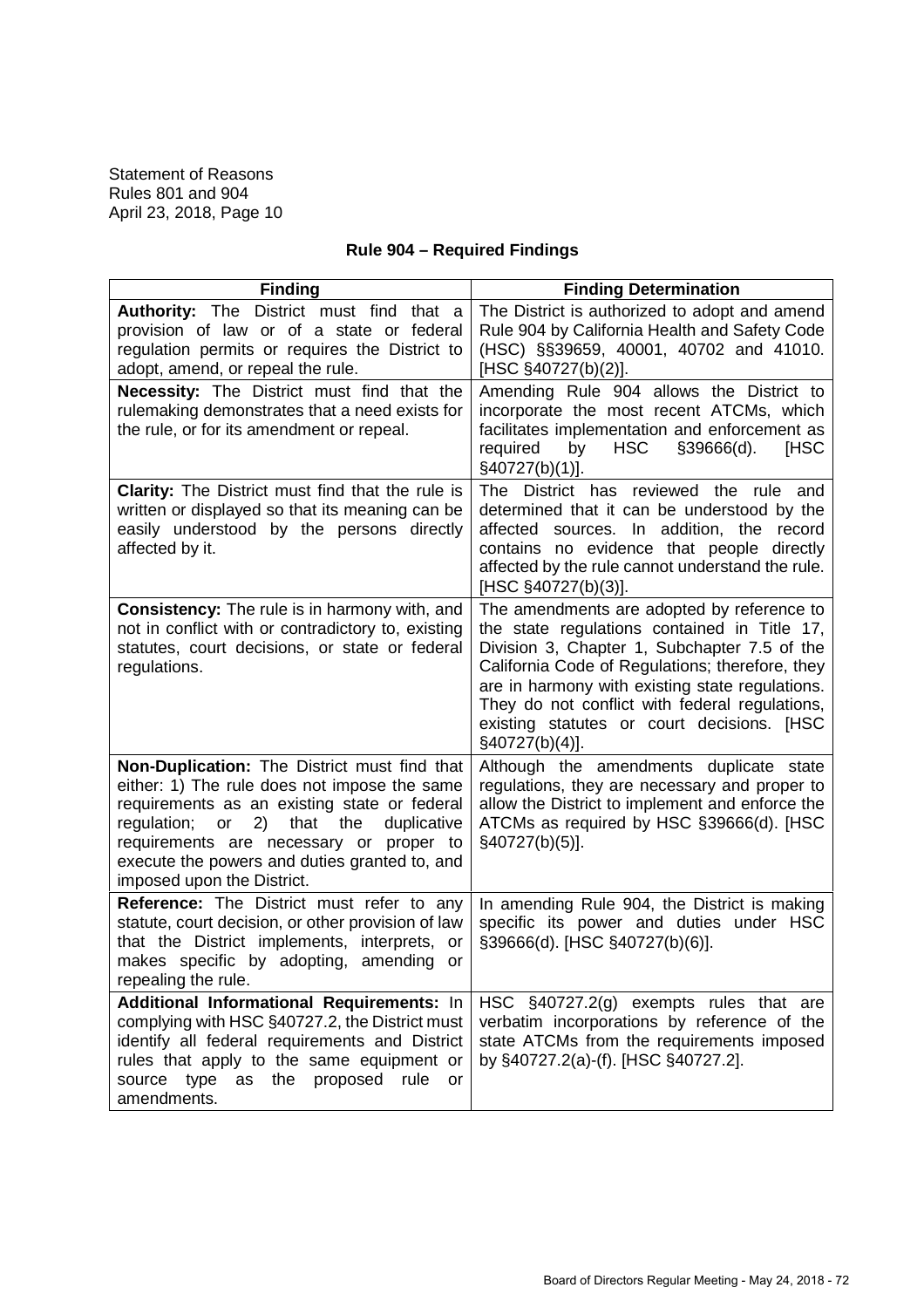Statement of Reasons
Rules 801 and 904
April 23, 2018, Page 10

## Rule 904 – Required Findings

| Finding | Finding Determination |
|---|---|
| **Authority:** The District must find that a provision of law or of a state or federal regulation permits or requires the District to adopt, amend, or repeal the rule. | The District is authorized to adopt and amend Rule 904 by California Health and Safety Code (HSC) §§39659, 40001, 40702 and 41010. [HSC §40727(b)(2)]. |
| **Necessity:** The District must find that the rulemaking demonstrates that a need exists for the rule, or for its amendment or repeal. | Amending Rule 904 allows the District to incorporate the most recent ATCMs, which facilitates implementation and enforcement as required by HSC §39666(d). [HSC §40727(b)(1)]. |
| **Clarity:** The District must find that the rule is written or displayed so that its meaning can be easily understood by the persons directly affected by it. | The District has reviewed the rule and determined that it can be understood by the affected sources. In addition, the record contains no evidence that people directly affected by the rule cannot understand the rule. [HSC §40727(b)(3)]. |
| **Consistency:** The rule is in harmony with, and not in conflict with or contradictory to, existing statutes, court decisions, or state or federal regulations. | The amendments are adopted by reference to the state regulations contained in Title 17, Division 3, Chapter 1, Subchapter 7.5 of the California Code of Regulations; therefore, they are in harmony with existing state regulations. They do not conflict with federal regulations, existing statutes or court decisions. [HSC §40727(b)(4)]. |
| **Non-Duplication:** The District must find that either: 1) The rule does not impose the same requirements as an existing state or federal regulation; or 2) that the duplicative requirements are necessary or proper to execute the powers and duties granted to, and imposed upon the District. | Although the amendments duplicate state regulations, they are necessary and proper to allow the District to implement and enforce the ATCMs as required by HSC §39666(d). [HSC §40727(b)(5)]. |
| **Reference:** The District must refer to any statute, court decision, or other provision of law that the District implements, interprets, or makes specific by adopting, amending or repealing the rule. | In amending Rule 904, the District is making specific its power and duties under HSC §39666(d). [HSC §40727(b)(6)]. |
| **Additional Informational Requirements:** In complying with HSC §40727.2, the District must identify all federal requirements and District rules that apply to the same equipment or source type as the proposed rule or amendments. | HSC §40727.2(g) exempts rules that are verbatim incorporations by reference of the state ATCMs from the requirements imposed by §40727.2(a)-(f). [HSC §40727.2]. |

Board of Directors Regular Meeting - May 24, 2018 - 72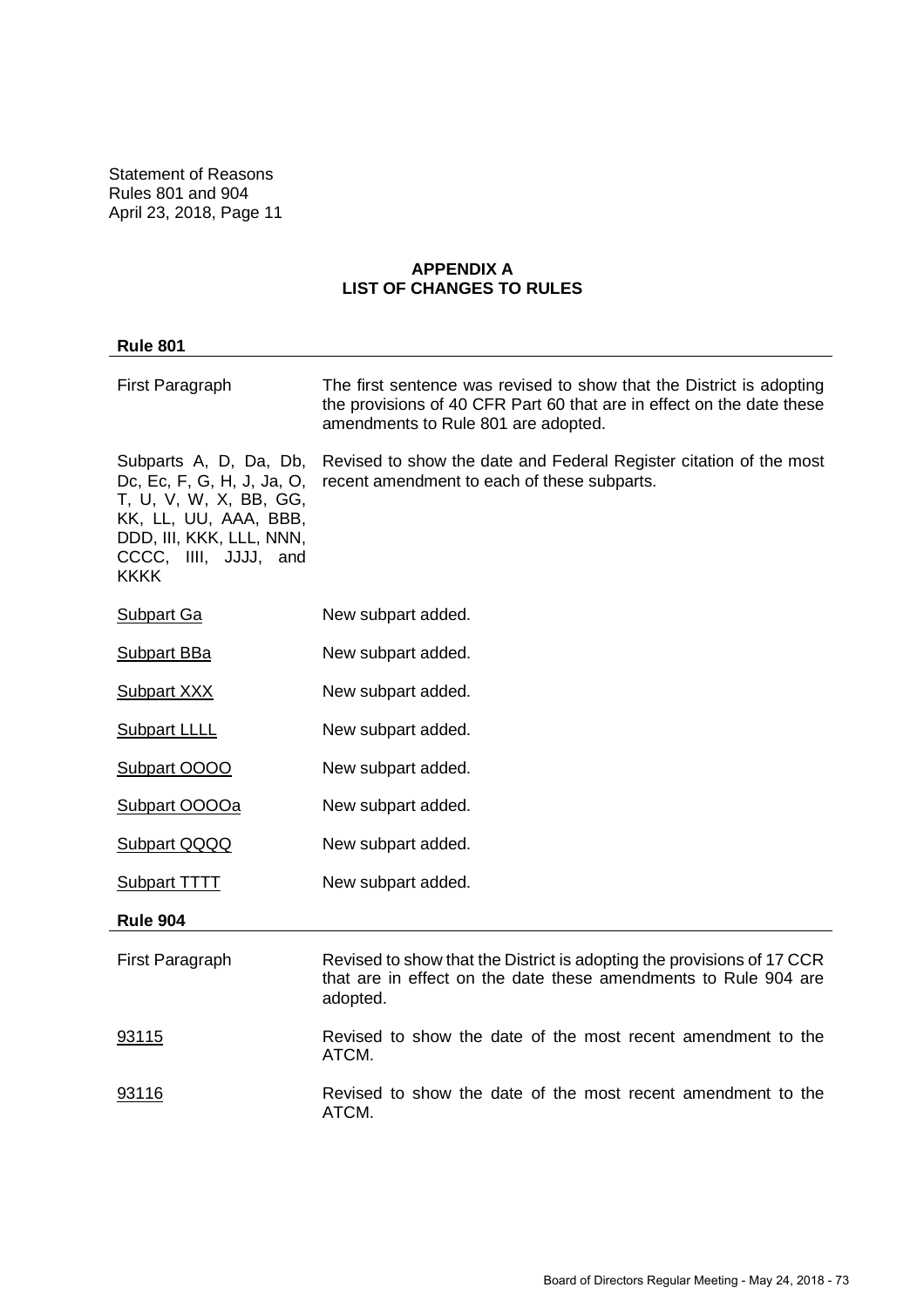## APPENDIX A
## LIST OF CHANGES TO RULES

### Rule 801

| | |
|---|---|
| First Paragraph | The first sentence was revised to show that the District is adopting the provisions of 40 CFR Part 60 that are in effect on the date these amendments to Rule 801 are adopted. |
| Subparts A, D, Da, Db, Dc, Ec, F, G, H, J, Ja, O, T, U, V, W, X, BB, GG, KK, LL, UU, AAA, BBB, DDD, III, KKK, LLL, NNN, CCCC, IIII, JJJJ, and KKKK | Revised to show the date and Federal Register citation of the most recent amendment to each of these subparts. |
| Subpart Ga | New subpart added. |
| Subpart BBa | New subpart added. |
| Subpart XXX | New subpart added. |
| Subpart LLLL | New subpart added. |
| Subpart OOOO | New subpart added. |
| Subpart OOOOa | New subpart added. |
| Subpart QQQQ | New subpart added. |
| Subpart TTTT | New subpart added. |

### Rule 904

| | |
|---|---|
| First Paragraph | Revised to show that the District is adopting the provisions of 17 CCR that are in effect on the date these amendments to Rule 904 are adopted. |
| 93115 | Revised to show the date of the most recent amendment to the ATCM. |
| 93116 | Revised to show the date of the most recent amendment to the ATCM. |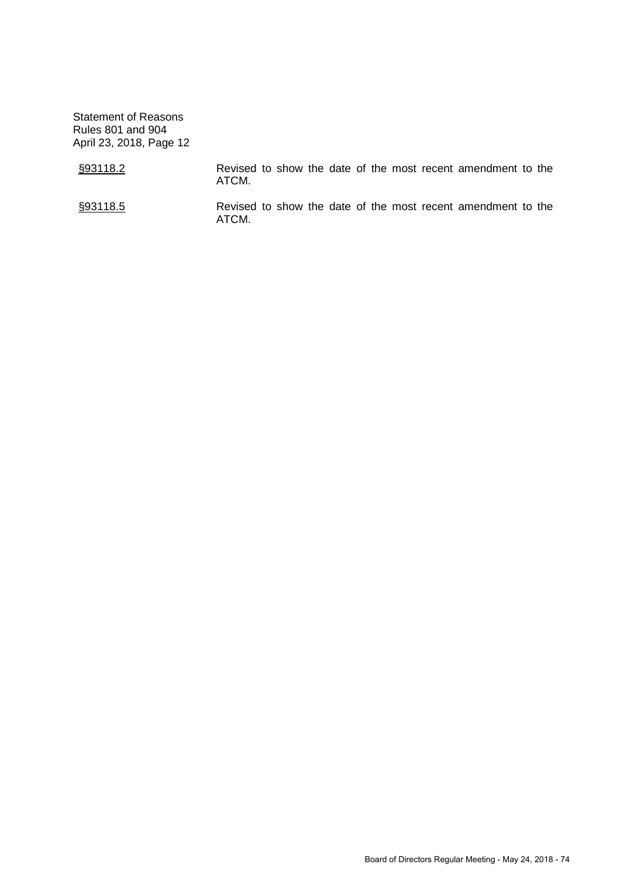| | |
|---|---|
| <u>§93118.2</u> | Revised to show the date of the most recent amendment to the ATCM. |
| <u>§93118.5</u> | Revised to show the date of the most recent amendment to the ATCM. |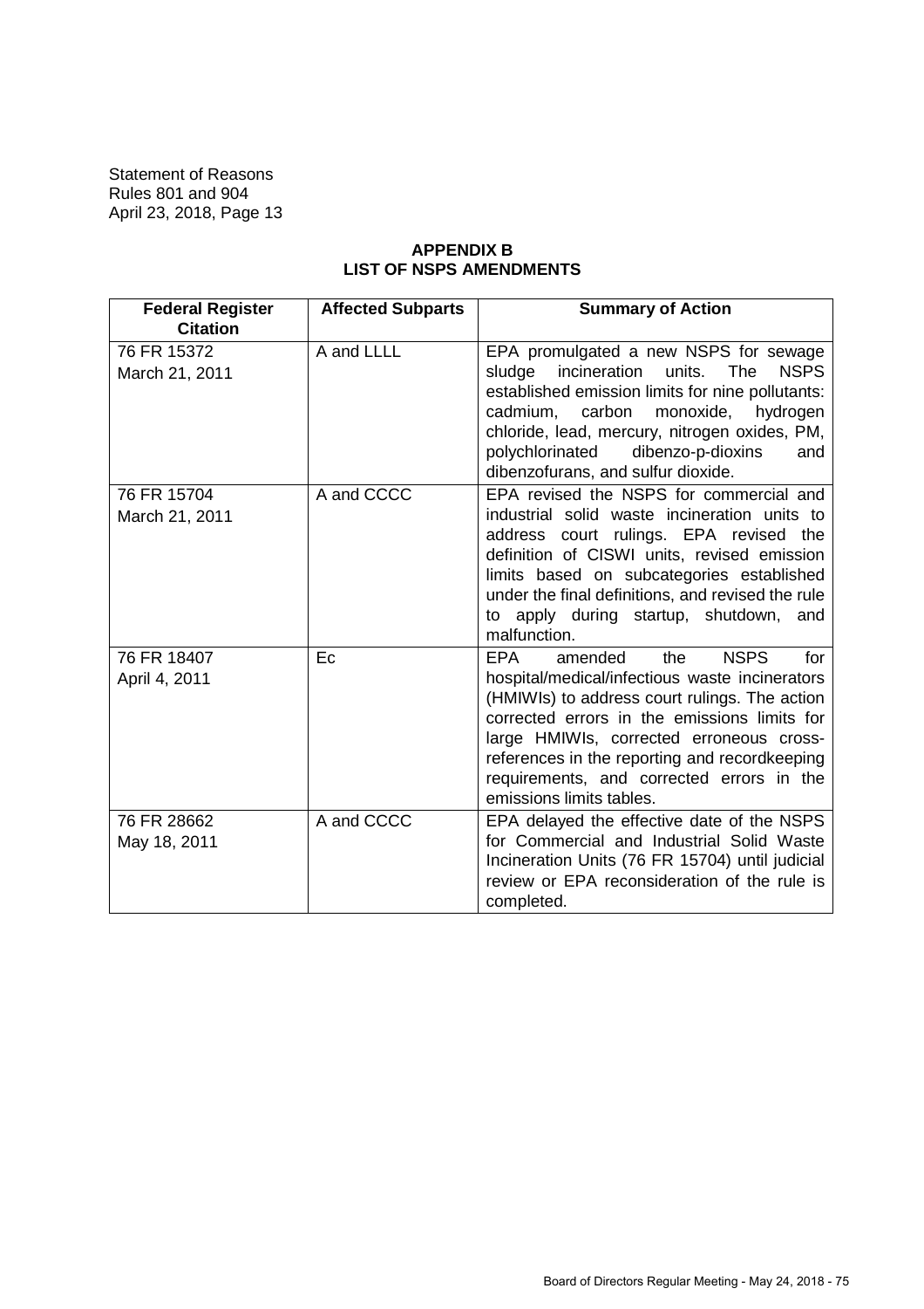## APPENDIX B
## LIST OF NSPS AMENDMENTS

| Federal Register Citation | Affected Subparts | Summary of Action |
|---|---|---|
| 76 FR 15372<br>March 21, 2011 | A and LLLL | EPA promulgated a new NSPS for sewage sludge incineration units. The NSPS established emission limits for nine pollutants: cadmium, carbon monoxide, hydrogen chloride, lead, mercury, nitrogen oxides, PM, polychlorinated dibenzo-p-dioxins and dibenzofurans, and sulfur dioxide. |
| 76 FR 15704<br>March 21, 2011 | A and CCCC | EPA revised the NSPS for commercial and industrial solid waste incineration units to address court rulings. EPA revised the definition of CISWI units, revised emission limits based on subcategories established under the final definitions, and revised the rule to apply during startup, shutdown, and malfunction. |
| 76 FR 18407<br>April 4, 2011 | Ec | EPA amended the NSPS for hospital/medical/infectious waste incinerators (HMIWIs) to address court rulings. The action corrected errors in the emissions limits for large HMIWIs, corrected erroneous cross-references in the reporting and recordkeeping requirements, and corrected errors in the emissions limits tables. |
| 76 FR 28662<br>May 18, 2011 | A and CCCC | EPA delayed the effective date of the NSPS for Commercial and Industrial Solid Waste Incineration Units (76 FR 15704) until judicial review or EPA reconsideration of the rule is completed. |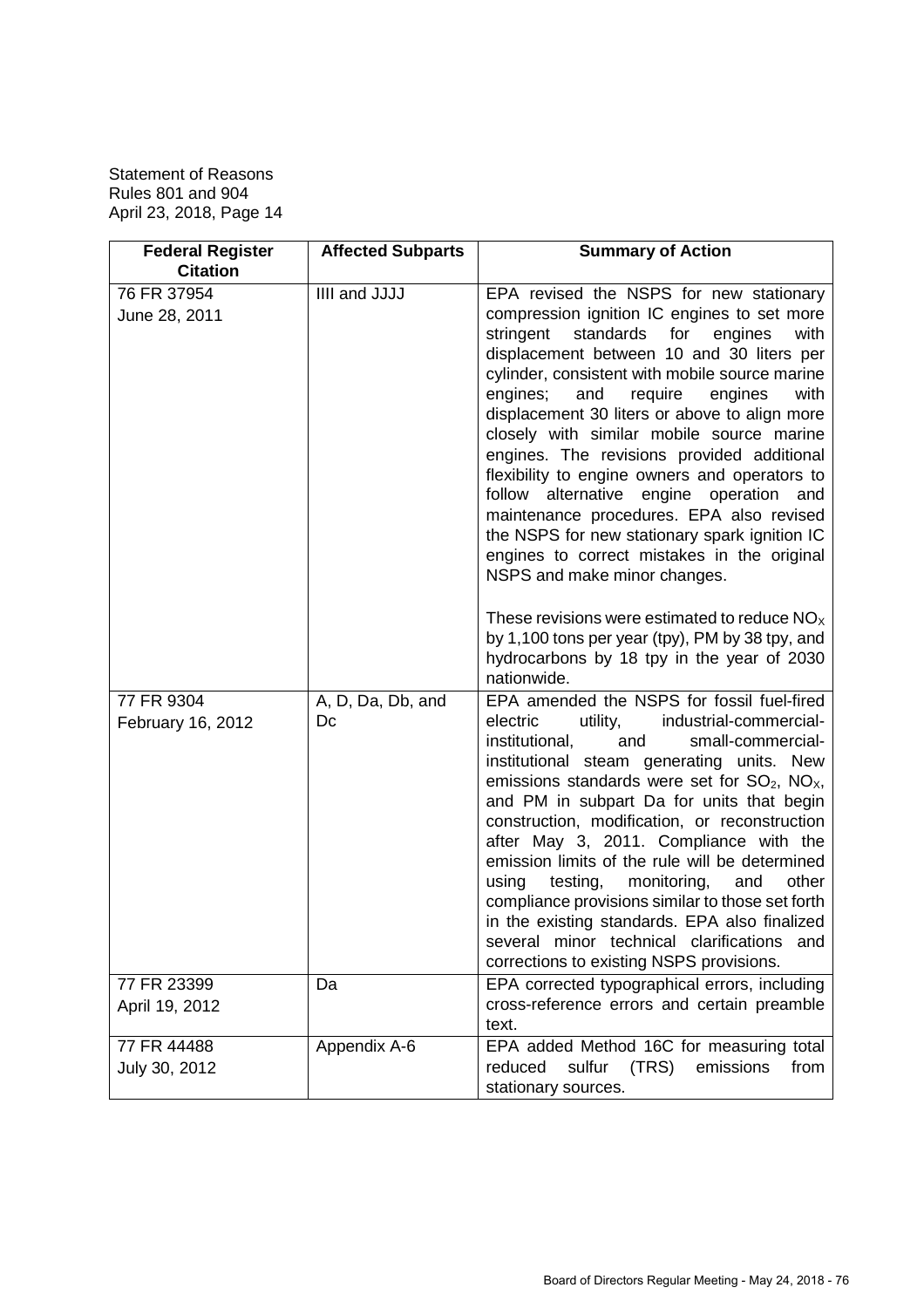| Federal Register Citation | Affected Subparts | Summary of Action |
|---|---|---|
| 76 FR 37954<br>June 28, 2011 | IIII and JJJJ | EPA revised the NSPS for new stationary compression ignition IC engines to set more stringent standards for engines with displacement between 10 and 30 liters per cylinder, consistent with mobile source marine engines; and require engines with displacement 30 liters or above to align more closely with similar mobile source marine engines. The revisions provided additional flexibility to engine owners and operators to follow alternative engine operation and maintenance procedures. EPA also revised the NSPS for new stationary spark ignition IC engines to correct mistakes in the original NSPS and make minor changes.<br><br>These revisions were estimated to reduce $NO_X$ by 1,100 tons per year (tpy), PM by 38 tpy, and hydrocarbons by 18 tpy in the year of 2030 nationwide. |
| 77 FR 9304<br>February 16, 2012 | A, D, Da, Db, and Dc | EPA amended the NSPS for fossil fuel-fired electric utility, industrial-commercial-institutional, and small-commercial-institutional steam generating units. New emissions standards were set for $SO_2$, $NO_X$, and PM in subpart Da for units that begin construction, modification, or reconstruction after May 3, 2011. Compliance with the emission limits of the rule will be determined using testing, monitoring, and other compliance provisions similar to those set forth in the existing standards. EPA also finalized several minor technical clarifications and corrections to existing NSPS provisions. |
| 77 FR 23399<br>April 19, 2012 | Da | EPA corrected typographical errors, including cross-reference errors and certain preamble text. |
| 77 FR 44488<br>July 30, 2012 | Appendix A-6 | EPA added Method 16C for measuring total reduced sulfur (TRS) emissions from stationary sources. |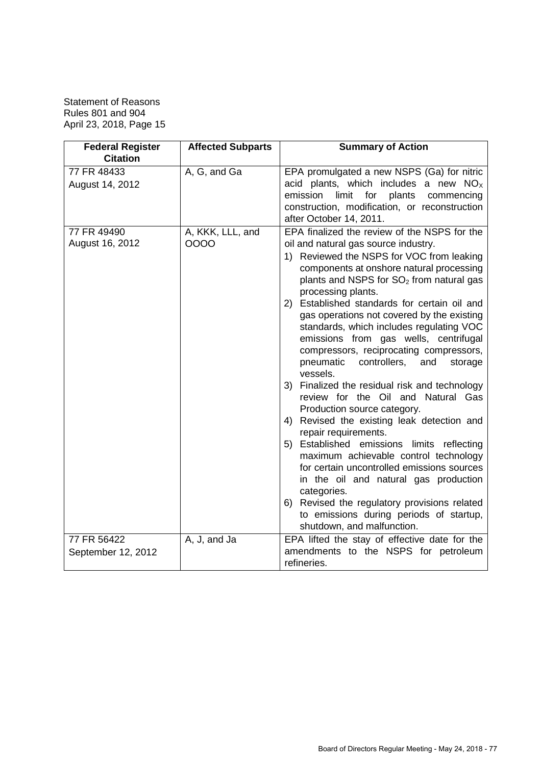| Federal Register Citation | Affected Subparts | Summary of Action |
|---|---|---|
| 77 FR 48433<br>August 14, 2012 | A, G, and Ga | EPA promulgated a new NSPS (Ga) for nitric acid plants, which includes a new $NO_X$ emission limit for plants commencing construction, modification, or reconstruction after October 14, 2011. |
| 77 FR 49490<br>August 16, 2012 | A, KKK, LLL, and OOOO | EPA finalized the review of the NSPS for the oil and natural gas source industry.<br>1) Reviewed the NSPS for VOC from leaking components at onshore natural processing plants and NSPS for $SO_2$ from natural gas processing plants.<br>2) Established standards for certain oil and gas operations not covered by the existing standards, which includes regulating VOC emissions from gas wells, centrifugal compressors, reciprocating compressors, pneumatic controllers, and storage vessels.<br>3) Finalized the residual risk and technology review for the Oil and Natural Gas Production source category.<br>4) Revised the existing leak detection and repair requirements.<br>5) Established emissions limits reflecting maximum achievable control technology for certain uncontrolled emissions sources in the oil and natural gas production categories.<br>6) Revised the regulatory provisions related to emissions during periods of startup, shutdown, and malfunction. |
| 77 FR 56422<br>September 12, 2012 | A, J, and Ja | EPA lifted the stay of effective date for the amendments to the NSPS for petroleum refineries. |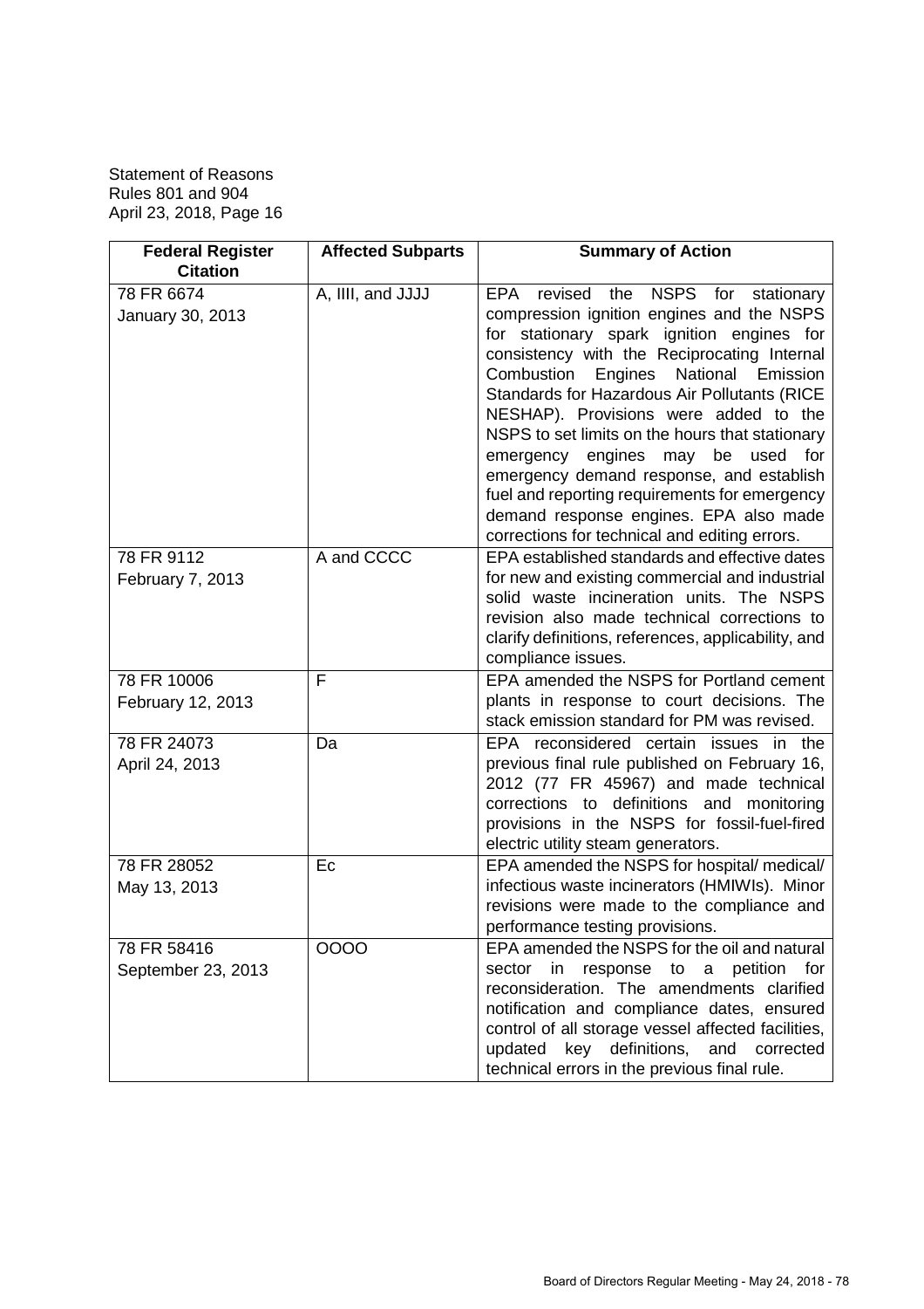| Federal Register Citation | Affected Subparts | Summary of Action |
|---|---|---|
| 78 FR 6674<br>January 30, 2013 | A, IIII, and JJJJ | EPA revised the NSPS for stationary compression ignition engines and the NSPS for stationary spark ignition engines for consistency with the Reciprocating Internal Combustion Engines National Emission Standards for Hazardous Air Pollutants (RICE NESHAP). Provisions were added to the NSPS to set limits on the hours that stationary emergency engines may be used for emergency demand response, and establish fuel and reporting requirements for emergency demand response engines. EPA also made corrections for technical and editing errors. |
| 78 FR 9112<br>February 7, 2013 | A and CCCC | EPA established standards and effective dates for new and existing commercial and industrial solid waste incineration units. The NSPS revision also made technical corrections to clarify definitions, references, applicability, and compliance issues. |
| 78 FR 10006<br>February 12, 2013 | F | EPA amended the NSPS for Portland cement plants in response to court decisions. The stack emission standard for PM was revised. |
| 78 FR 24073<br>April 24, 2013 | Da | EPA reconsidered certain issues in the previous final rule published on February 16, 2012 (77 FR 45967) and made technical corrections to definitions and monitoring provisions in the NSPS for fossil-fuel-fired electric utility steam generators. |
| 78 FR 28052<br>May 13, 2013 | Ec | EPA amended the NSPS for hospital/ medical/ infectious waste incinerators (HMIWIs). Minor revisions were made to the compliance and performance testing provisions. |
| 78 FR 58416<br>September 23, 2013 | OOOO | EPA amended the NSPS for the oil and natural sector in response to a petition for reconsideration. The amendments clarified notification and compliance dates, ensured control of all storage vessel affected facilities, updated key definitions, and corrected technical errors in the previous final rule. |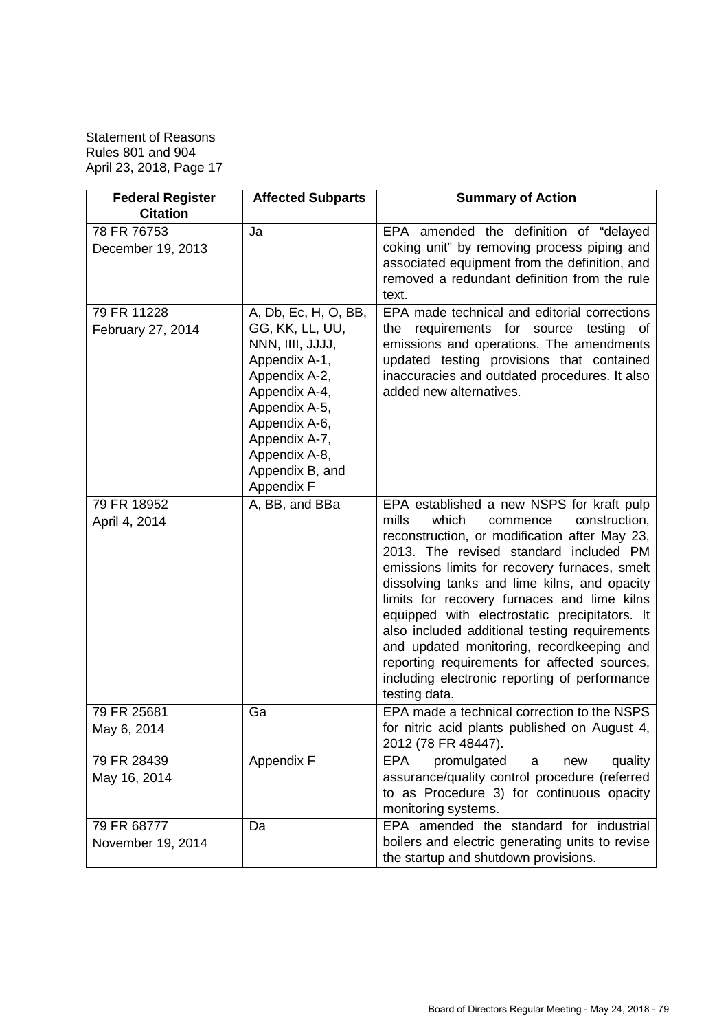Statement of Reasons
Rules 801 and 904
April 23, 2018, Page 17

| Federal Register Citation | Affected Subparts | Summary of Action |
|---|---|---|
| 78 FR 76753<br>December 19, 2013 | Ja | EPA amended the definition of "delayed coking unit" by removing process piping and associated equipment from the definition, and removed a redundant definition from the rule text. |
| 79 FR 11228<br>February 27, 2014 | A, Db, Ec, H, O, BB, GG, KK, LL, UU, NNN, IIII, JJJJ, Appendix A-1, Appendix A-2, Appendix A-4, Appendix A-5, Appendix A-6, Appendix A-7, Appendix A-8, Appendix B, and Appendix F | EPA made technical and editorial corrections the requirements for source testing of emissions and operations. The amendments updated testing provisions that contained inaccuracies and outdated procedures. It also added new alternatives. |
| 79 FR 18952<br>April 4, 2014 | A, BB, and BBa | EPA established a new NSPS for kraft pulp mills which commence construction, reconstruction, or modification after May 23, 2013. The revised standard included PM emissions limits for recovery furnaces, smelt dissolving tanks and lime kilns, and opacity limits for recovery furnaces and lime kilns equipped with electrostatic precipitators. It also included additional testing requirements and updated monitoring, recordkeeping and reporting requirements for affected sources, including electronic reporting of performance testing data. |
| 79 FR 25681<br>May 6, 2014 | Ga | EPA made a technical correction to the NSPS for nitric acid plants published on August 4, 2012 (78 FR 48447). |
| 79 FR 28439<br>May 16, 2014 | Appendix F | EPA promulgated a new quality assurance/quality control procedure (referred to as Procedure 3) for continuous opacity monitoring systems. |
| 79 FR 68777<br>November 19, 2014 | Da | EPA amended the standard for industrial boilers and electric generating units to revise the startup and shutdown provisions. |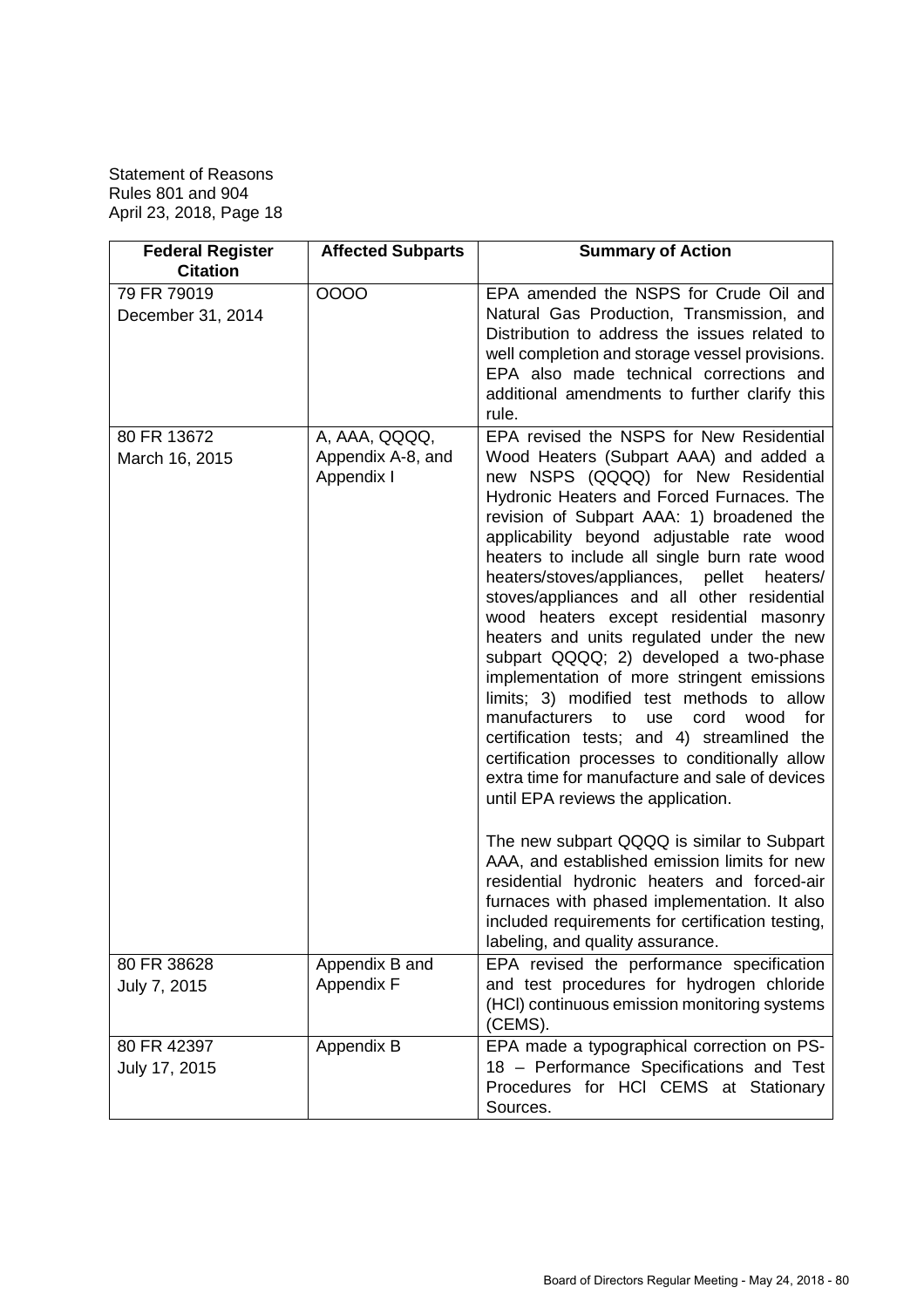| Federal Register Citation | Affected Subparts | Summary of Action |
|---|---|---|
| 79 FR 79019 December 31, 2014 | OOOO | EPA amended the NSPS for Crude Oil and Natural Gas Production, Transmission, and Distribution to address the issues related to well completion and storage vessel provisions. EPA also made technical corrections and additional amendments to further clarify this rule. |
| 80 FR 13672 March 16, 2015 | A, AAA, QQQQ, Appendix A-8, and Appendix I | EPA revised the NSPS for New Residential Wood Heaters (Subpart AAA) and added a new NSPS (QQQQ) for New Residential Hydronic Heaters and Forced Furnaces. The revision of Subpart AAA: 1) broadened the applicability beyond adjustable rate wood heaters to include all single burn rate wood heaters/stoves/appliances, pellet heaters/ stoves/appliances and all other residential wood heaters except residential masonry heaters and units regulated under the new subpart QQQQ; 2) developed a two-phase implementation of more stringent emissions limits; 3) modified test methods to allow manufacturers to use cord wood for certification tests; and 4) streamlined the certification processes to conditionally allow extra time for manufacture and sale of devices until EPA reviews the application.<br><br>The new subpart QQQQ is similar to Subpart AAA, and established emission limits for new residential hydronic heaters and forced-air furnaces with phased implementation. It also included requirements for certification testing, labeling, and quality assurance. |
| 80 FR 38628 July 7, 2015 | Appendix B and Appendix F | EPA revised the performance specification and test procedures for hydrogen chloride (HCl) continuous emission monitoring systems (CEMS). |
| 80 FR 42397 July 17, 2015 | Appendix B | EPA made a typographical correction on PS-18 – Performance Specifications and Test Procedures for HCl CEMS at Stationary Sources. |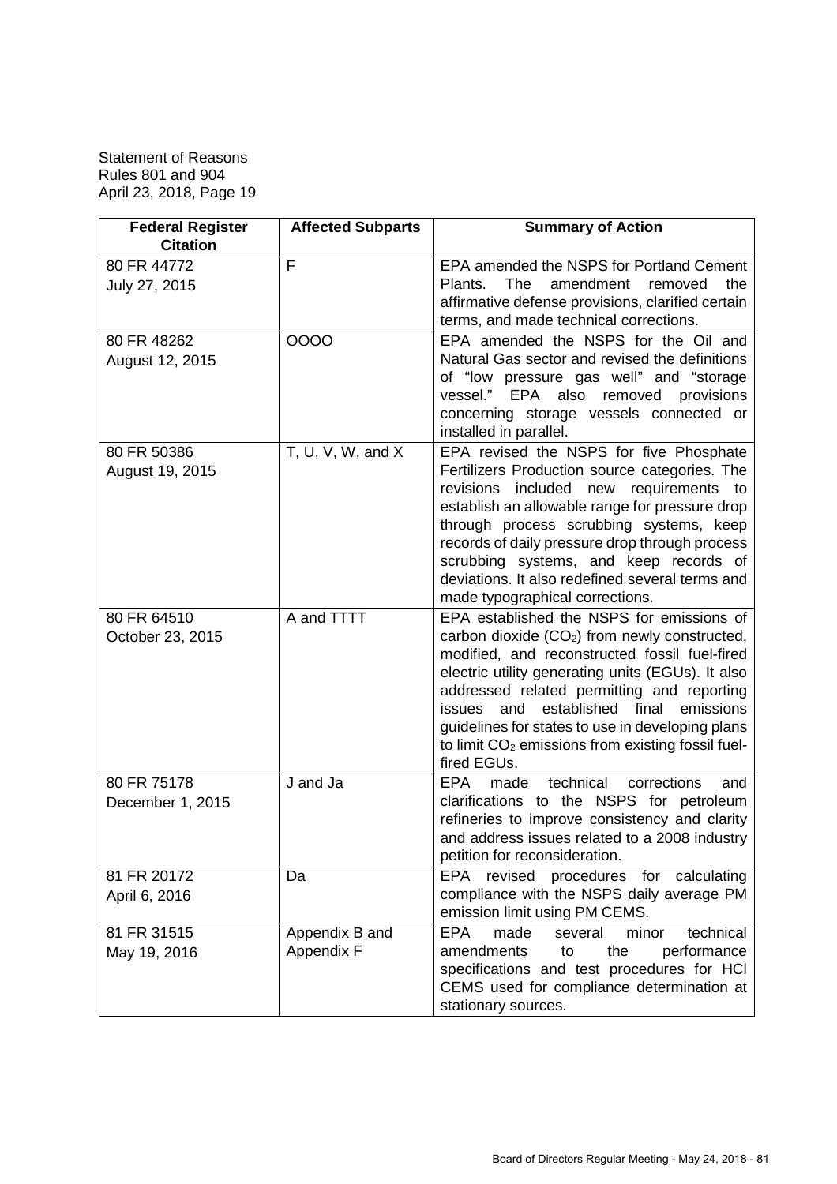Statement of Reasons
Rules 801 and 904
April 23, 2018, Page 19

| Federal Register Citation | Affected Subparts | Summary of Action |
|---|---|---|
| 80 FR 44772<br>July 27, 2015 | F | EPA amended the NSPS for Portland Cement Plants. The amendment removed the affirmative defense provisions, clarified certain terms, and made technical corrections. |
| 80 FR 48262<br>August 12, 2015 | OOOO | EPA amended the NSPS for the Oil and Natural Gas sector and revised the definitions of "low pressure gas well" and "storage vessel." EPA also removed provisions concerning storage vessels connected or installed in parallel. |
| 80 FR 50386<br>August 19, 2015 | T, U, V, W, and X | EPA revised the NSPS for five Phosphate Fertilizers Production source categories. The revisions included new requirements to establish an allowable range for pressure drop through process scrubbing systems, keep records of daily pressure drop through process scrubbing systems, and keep records of deviations. It also redefined several terms and made typographical corrections. |
| 80 FR 64510<br>October 23, 2015 | A and TTTT | EPA established the NSPS for emissions of carbon dioxide ($CO_2$) from newly constructed, modified, and reconstructed fossil fuel-fired electric utility generating units (EGUs). It also addressed related permitting and reporting issues and established final emissions guidelines for states to use in developing plans to limit $CO_2$ emissions from existing fossil fuel-fired EGUs. |
| 80 FR 75178<br>December 1, 2015 | J and Ja | EPA made technical corrections and clarifications to the NSPS for petroleum refineries to improve consistency and clarity and address issues related to a 2008 industry petition for reconsideration. |
| 81 FR 20172<br>April 6, 2016 | Da | EPA revised procedures for calculating compliance with the NSPS daily average PM emission limit using PM CEMS. |
| 81 FR 31515<br>May 19, 2016 | Appendix B and Appendix F | EPA made several minor technical amendments to the performance specifications and test procedures for HCl CEMS used for compliance determination at stationary sources. |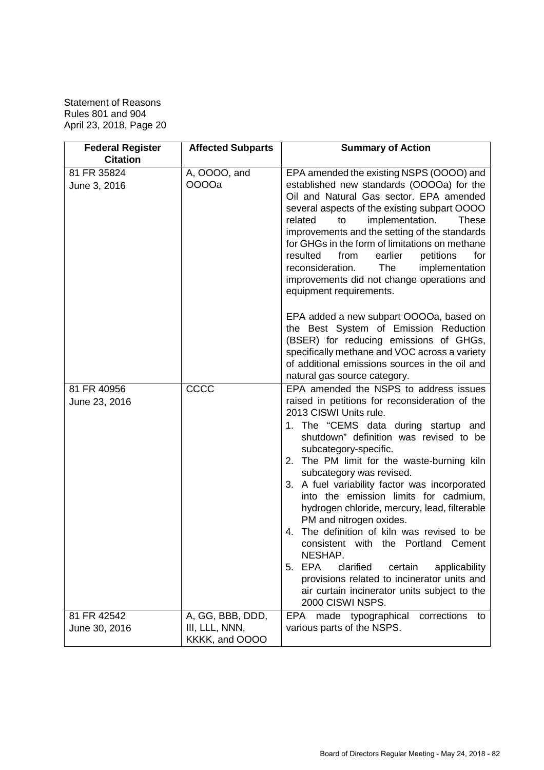| Federal Register Citation | Affected Subparts | Summary of Action |
|---|---|---|
| 81 FR 35824<br>June 3, 2016 | A, OOOO, and OOOOa | EPA amended the existing NSPS (OOOO) and established new standards (OOOOa) for the Oil and Natural Gas sector. EPA amended several aspects of the existing subpart OOOO related to implementation. These improvements and the setting of the standards for GHGs in the form of limitations on methane resulted from earlier petitions for reconsideration. The implementation improvements did not change operations and equipment requirements.<br><br>EPA added a new subpart OOOOa, based on the Best System of Emission Reduction (BSER) for reducing emissions of GHGs, specifically methane and VOC across a variety of additional emissions sources in the oil and natural gas source category. |
| 81 FR 40956<br>June 23, 2016 | CCCC | EPA amended the NSPS to address issues raised in petitions for reconsideration of the 2013 CISWI Units rule.<br>1. The "CEMS data during startup and shutdown" definition was revised to be subcategory-specific.<br>2. The PM limit for the waste-burning kiln subcategory was revised.<br>3. A fuel variability factor was incorporated into the emission limits for cadmium, hydrogen chloride, mercury, lead, filterable PM and nitrogen oxides.<br>4. The definition of kiln was revised to be consistent with the Portland Cement NESHAP.<br>5. EPA clarified certain applicability provisions related to incinerator units and air curtain incinerator units subject to the 2000 CISWI NSPS. |
| 81 FR 42542<br>June 30, 2016 | A, GG, BBB, DDD, III, LLL, NNN, KKKK, and OOOO | EPA made typographical corrections to various parts of the NSPS. |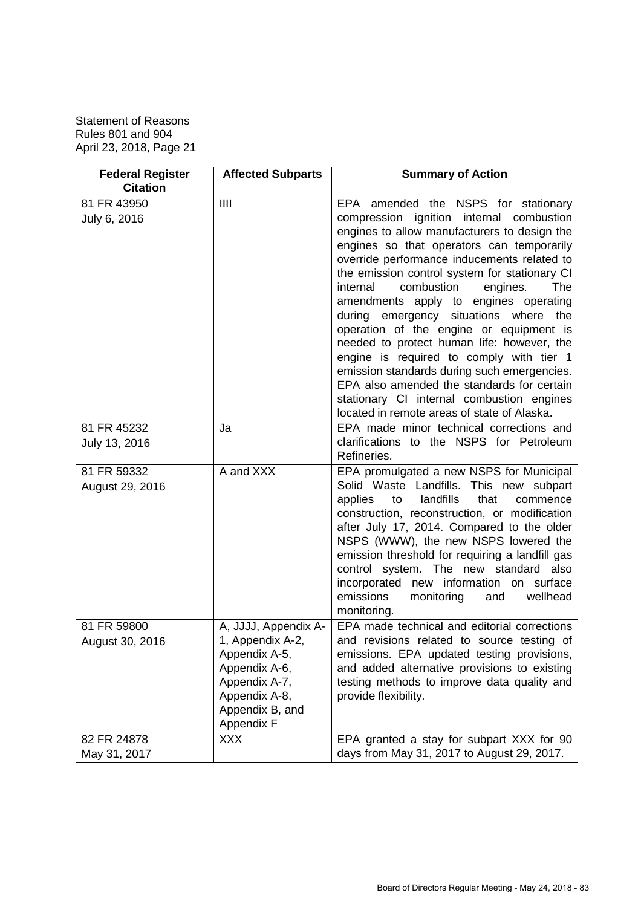| Federal Register Citation | Affected Subparts | Summary of Action |
|---|---|---|
| 81 FR 43950<br>July 6, 2016 | IIII | EPA amended the NSPS for stationary compression ignition internal combustion engines to allow manufacturers to design the engines so that operators can temporarily override performance inducements related to the emission control system for stationary CI internal combustion engines. The amendments apply to engines operating during emergency situations where the operation of the engine or equipment is needed to protect human life: however, the engine is required to comply with tier 1 emission standards during such emergencies. EPA also amended the standards for certain stationary CI internal combustion engines located in remote areas of state of Alaska. |
| 81 FR 45232<br>July 13, 2016 | Ja | EPA made minor technical corrections and clarifications to the NSPS for Petroleum Refineries. |
| 81 FR 59332<br>August 29, 2016 | A and XXX | EPA promulgated a new NSPS for Municipal Solid Waste Landfills. This new subpart applies to landfills that commence construction, reconstruction, or modification after July 17, 2014. Compared to the older NSPS (WWW), the new NSPS lowered the emission threshold for requiring a landfill gas control system. The new standard also incorporated new information on surface emissions monitoring and wellhead monitoring. |
| 81 FR 59800<br>August 30, 2016 | A, JJJJ, Appendix A-1, Appendix A-2, Appendix A-5, Appendix A-6, Appendix A-7, Appendix A-8, Appendix B, and Appendix F | EPA made technical and editorial corrections and revisions related to source testing of emissions. EPA updated testing provisions, and added alternative provisions to existing testing methods to improve data quality and provide flexibility. |
| 82 FR 24878<br>May 31, 2017 | XXX | EPA granted a stay for subpart XXX for 90 days from May 31, 2017 to August 29, 2017. |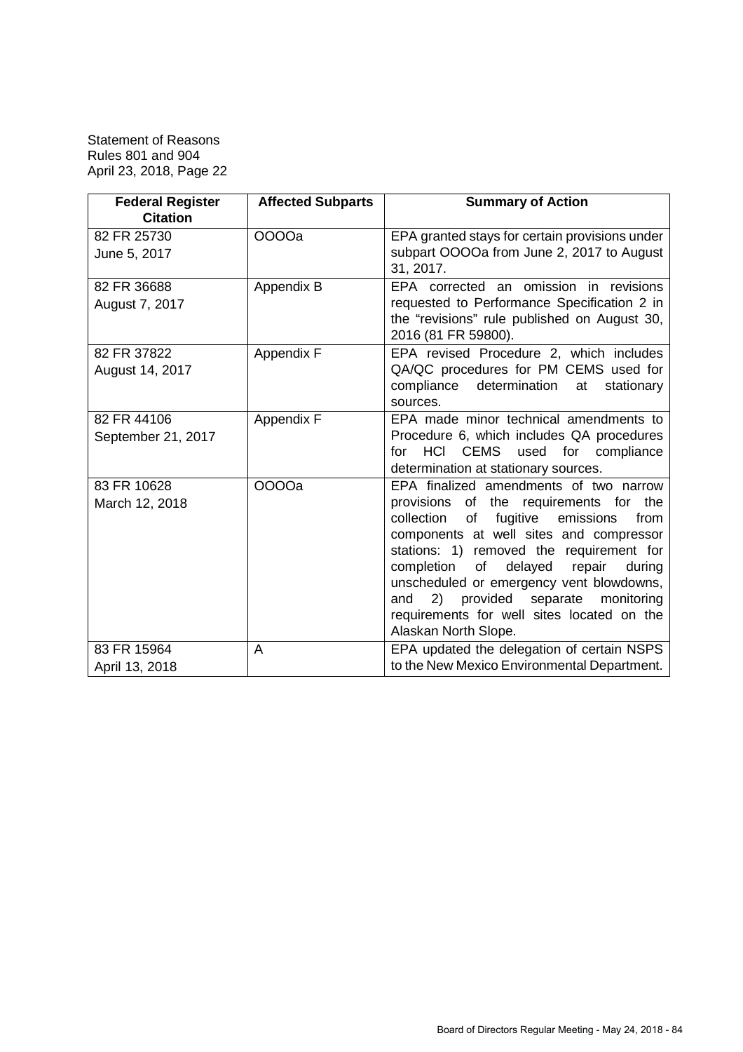| Federal Register Citation | Affected Subparts | Summary of Action |
|---|---|---|
| 82 FR 25730<br>June 5, 2017 | OOOOa | EPA granted stays for certain provisions under subpart OOOOa from June 2, 2017 to August 31, 2017. |
| 82 FR 36688<br>August 7, 2017 | Appendix B | EPA corrected an omission in revisions requested to Performance Specification 2 in the "revisions" rule published on August 30, 2016 (81 FR 59800). |
| 82 FR 37822<br>August 14, 2017 | Appendix F | EPA revised Procedure 2, which includes QA/QC procedures for PM CEMS used for compliance determination at stationary sources. |
| 82 FR 44106<br>September 21, 2017 | Appendix F | EPA made minor technical amendments to Procedure 6, which includes QA procedures for HCl CEMS used for compliance determination at stationary sources. |
| 83 FR 10628<br>March 12, 2018 | OOOOa | EPA finalized amendments of two narrow provisions of the requirements for the collection of fugitive emissions from components at well sites and compressor stations: 1) removed the requirement for completion of delayed repair during unscheduled or emergency vent blowdowns, and 2) provided separate monitoring requirements for well sites located on the Alaskan North Slope. |
| 83 FR 15964<br>April 13, 2018 | A | EPA updated the delegation of certain NSPS to the New Mexico Environmental Department. |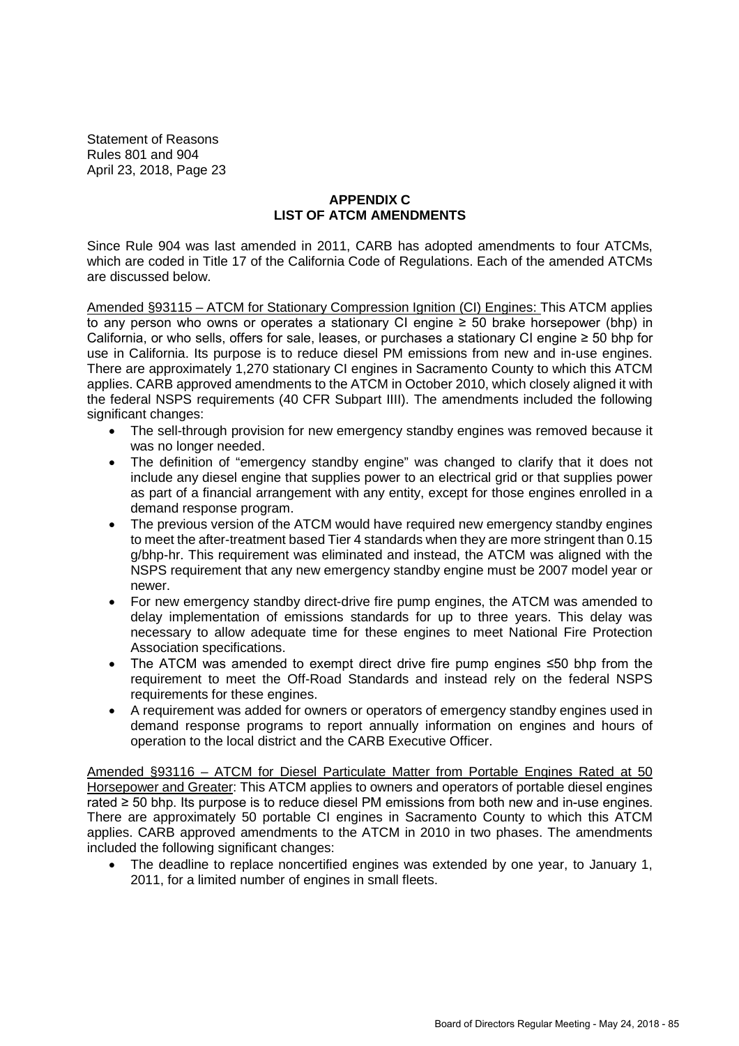## APPENDIX C
## LIST OF ATCM AMENDMENTS

Since Rule 904 was last amended in 2011, CARB has adopted amendments to four ATCMs, which are coded in Title 17 of the California Code of Regulations. Each of the amended ATCMs are discussed below.

<u>Amended §93115 – ATCM for Stationary Compression Ignition (CI) Engines:</u> This ATCM applies to any person who owns or operates a stationary CI engine ≥ 50 brake horsepower (bhp) in California, or who sells, offers for sale, leases, or purchases a stationary CI engine ≥ 50 bhp for use in California. Its purpose is to reduce diesel PM emissions from new and in-use engines. There are approximately 1,270 stationary CI engines in Sacramento County to which this ATCM applies. CARB approved amendments to the ATCM in October 2010, which closely aligned it with the federal NSPS requirements (40 CFR Subpart IIII). The amendments included the following significant changes:

- The sell-through provision for new emergency standby engines was removed because it was no longer needed.
- The definition of "emergency standby engine" was changed to clarify that it does not include any diesel engine that supplies power to an electrical grid or that supplies power as part of a financial arrangement with any entity, except for those engines enrolled in a demand response program.
- The previous version of the ATCM would have required new emergency standby engines to meet the after-treatment based Tier 4 standards when they are more stringent than 0.15 g/bhp-hr. This requirement was eliminated and instead, the ATCM was aligned with the NSPS requirement that any new emergency standby engine must be 2007 model year or newer.
- For new emergency standby direct-drive fire pump engines, the ATCM was amended to delay implementation of emissions standards for up to three years. This delay was necessary to allow adequate time for these engines to meet National Fire Protection Association specifications.
- The ATCM was amended to exempt direct drive fire pump engines ≤50 bhp from the requirement to meet the Off-Road Standards and instead rely on the federal NSPS requirements for these engines.
- A requirement was added for owners or operators of emergency standby engines used in demand response programs to report annually information on engines and hours of operation to the local district and the CARB Executive Officer.

<u>Amended §93116 – ATCM for Diesel Particulate Matter from Portable Engines Rated at 50 Horsepower and Greater</u>: This ATCM applies to owners and operators of portable diesel engines rated ≥ 50 bhp. Its purpose is to reduce diesel PM emissions from both new and in-use engines. There are approximately 50 portable CI engines in Sacramento County to which this ATCM applies. CARB approved amendments to the ATCM in 2010 in two phases. The amendments included the following significant changes:

- The deadline to replace noncertified engines was extended by one year, to January 1, 2011, for a limited number of engines in small fleets.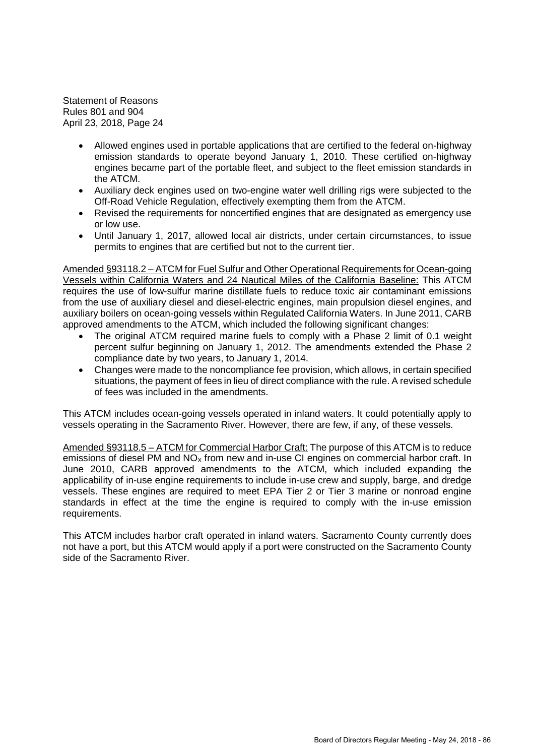- Allowed engines used in portable applications that are certified to the federal on-highway emission standards to operate beyond January 1, 2010. These certified on-highway engines became part of the portable fleet, and subject to the fleet emission standards in the ATCM.
- Auxiliary deck engines used on two-engine water well drilling rigs were subjected to the Off-Road Vehicle Regulation, effectively exempting them from the ATCM.
- Revised the requirements for noncertified engines that are designated as emergency use or low use.
- Until January 1, 2017, allowed local air districts, under certain circumstances, to issue permits to engines that are certified but not to the current tier.

Amended §93118.2 – ATCM for Fuel Sulfur and Other Operational Requirements for Ocean-going Vessels within California Waters and 24 Nautical Miles of the California Baseline: This ATCM requires the use of low-sulfur marine distillate fuels to reduce toxic air contaminant emissions from the use of auxiliary diesel and diesel-electric engines, main propulsion diesel engines, and auxiliary boilers on ocean-going vessels within Regulated California Waters. In June 2011, CARB approved amendments to the ATCM, which included the following significant changes:

- The original ATCM required marine fuels to comply with a Phase 2 limit of 0.1 weight percent sulfur beginning on January 1, 2012. The amendments extended the Phase 2 compliance date by two years, to January 1, 2014.
- Changes were made to the noncompliance fee provision, which allows, in certain specified situations, the payment of fees in lieu of direct compliance with the rule. A revised schedule of fees was included in the amendments.

This ATCM includes ocean-going vessels operated in inland waters. It could potentially apply to vessels operating in the Sacramento River. However, there are few, if any, of these vessels.

Amended §93118.5 – ATCM for Commercial Harbor Craft: The purpose of this ATCM is to reduce emissions of diesel PM and $NO_X$ from new and in-use CI engines on commercial harbor craft. In June 2010, CARB approved amendments to the ATCM, which included expanding the applicability of in-use engine requirements to include in-use crew and supply, barge, and dredge vessels. These engines are required to meet EPA Tier 2 or Tier 3 marine or nonroad engine standards in effect at the time the engine is required to comply with the in-use emission requirements.

This ATCM includes harbor craft operated in inland waters. Sacramento County currently does not have a port, but this ATCM would apply if a port were constructed on the Sacramento County side of the Sacramento River.